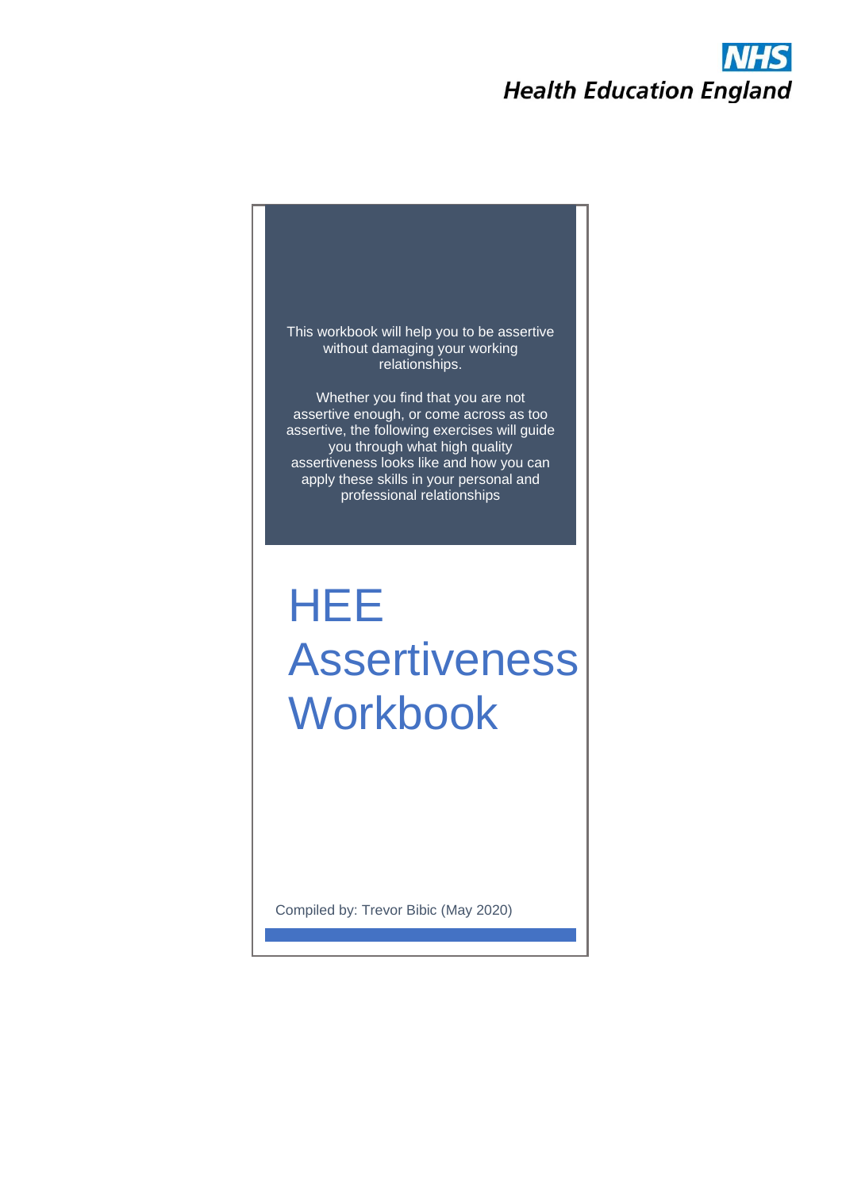NHS
Health Education England

This workbook will help you to be assertive without damaging your working relationships.

Whether you find that you are not assertive enough, or come across as too assertive, the following exercises will guide you through what high quality assertiveness looks like and how you can apply these skills in your personal and professional relationships

# HEE Assertiveness Workbook

Compiled by: Trevor Bibic (May 2020)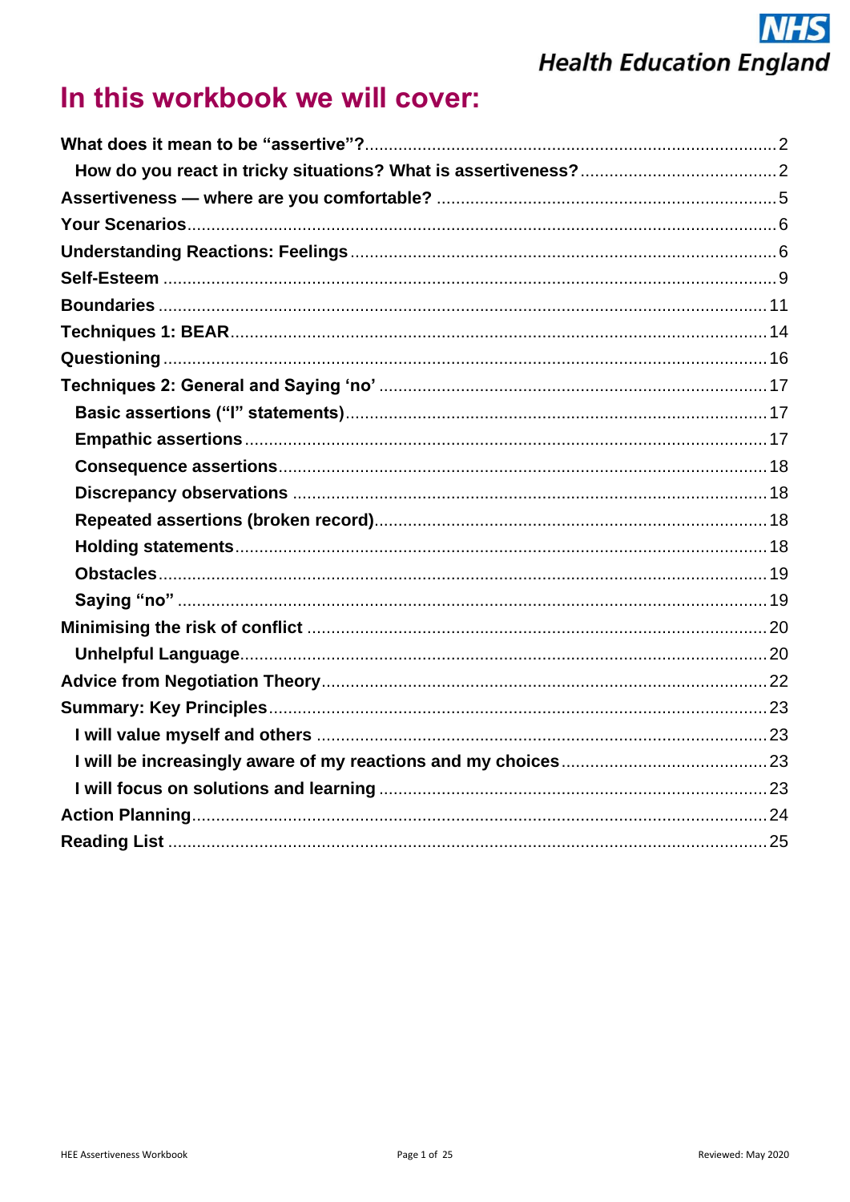# In this workbook we will cover:

**What does it mean to be "assertive"?** .................... 2
- **How do you react in tricky situations? What is assertiveness?** .................... 2

**Assertiveness — where are you comfortable?** .................... 5
**Your Scenarios** .................... 6
**Understanding Reactions: Feelings** .................... 6
**Self-Esteem** .................... 9
**Boundaries** .................... 11
**Techniques 1: BEAR** .................... 14
**Questioning** .................... 16
**Techniques 2: General and Saying 'no'** .................... 17
- **Basic assertions ("I" statements)** .................... 17
- **Empathic assertions** .................... 17
- **Consequence assertions** .................... 18
- **Discrepancy observations** .................... 18
- **Repeated assertions (broken record)** .................... 18
- **Holding statements** .................... 18
- **Obstacles** .................... 19
- **Saying "no"** .................... 19

**Minimising the risk of conflict** .................... 20
- **Unhelpful Language** .................... 20

**Advice from Negotiation Theory** .................... 22
**Summary: Key Principles** .................... 23
- **I will value myself and others** .................... 23
- **I will be increasingly aware of my reactions and my choices** .................... 23
- **I will focus on solutions and learning** .................... 23

**Action Planning** .................... 24
**Reading List** .................... 25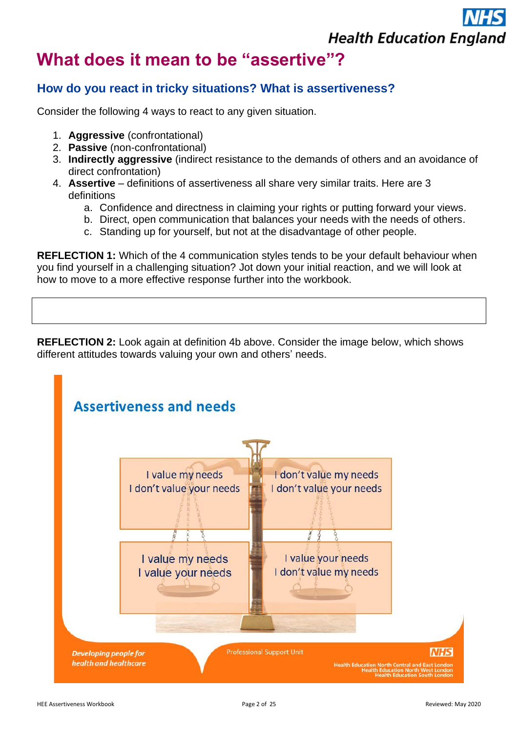# What does it mean to be "assertive"?

## How do you react in tricky situations? What is assertiveness?

Consider the following 4 ways to react to any given situation.

1. **Aggressive** (confrontational)
2. **Passive** (non-confrontational)
3. **Indirectly aggressive** (indirect resistance to the demands of others and an avoidance of direct confrontation)
4. **Assertive** – definitions of assertiveness all share very similar traits. Here are 3 definitions
   a. Confidence and directness in claiming your rights or putting forward your views.
   b. Direct, open communication that balances your needs with the needs of others.
   c. Standing up for yourself, but not at the disadvantage of other people.

**REFLECTION 1:** Which of the 4 communication styles tends to be your default behaviour when you find yourself in a challenging situation? Jot down your initial reaction, and we will look at how to move to a more effective response further into the workbook.

| |
|---|
| |

**REFLECTION 2:** Look again at definition 4b above. Consider the image below, which shows different attitudes towards valuing your own and others' needs.

Assertiveness and needs

I value my needs
I don't value your needs

I don't value my needs
I don't value your needs

I value my needs
I value your needs

I value your needs
I don't value my needs

Developing people for health and healthcare

Professional Support Unit

NHS

Health Education North Central and East London
Health Education North West London
Health Education South London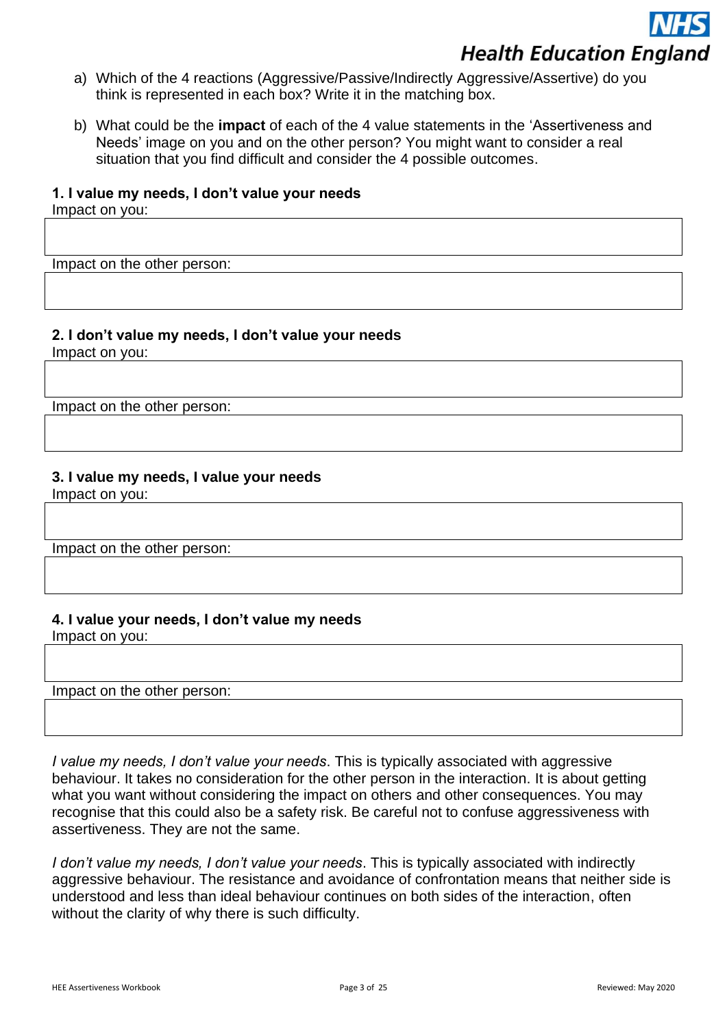a) Which of the 4 reactions (Aggressive/Passive/Indirectly Aggressive/Assertive) do you think is represented in each box? Write it in the matching box.

b) What could be the **impact** of each of the 4 value statements in the 'Assertiveness and Needs' image on you and on the other person? You might want to consider a real situation that you find difficult and consider the 4 possible outcomes.

**1. I value my needs, I don't value your needs**

Impact on you:

| |
|---|
| |

Impact on the other person:

| |
|---|
| |

**2. I don't value my needs, I don't value your needs**

Impact on you:

| |
|---|
| |

Impact on the other person:

| |
|---|
| |

**3. I value my needs, I value your needs**

Impact on you:

| |
|---|
| |

Impact on the other person:

| |
|---|
| |

**4. I value your needs, I don't value my needs**

Impact on you:

| |
|---|
| |

Impact on the other person:

| |
|---|
| |

*I value my needs, I don't value your needs*. This is typically associated with aggressive behaviour. It takes no consideration for the other person in the interaction. It is about getting what you want without considering the impact on others and other consequences. You may recognise that this could also be a safety risk. Be careful not to confuse aggressiveness with assertiveness. They are not the same.

*I don't value my needs, I don't value your needs*. This is typically associated with indirectly aggressive behaviour. The resistance and avoidance of confrontation means that neither side is understood and less than ideal behaviour continues on both sides of the interaction, often without the clarity of why there is such difficulty.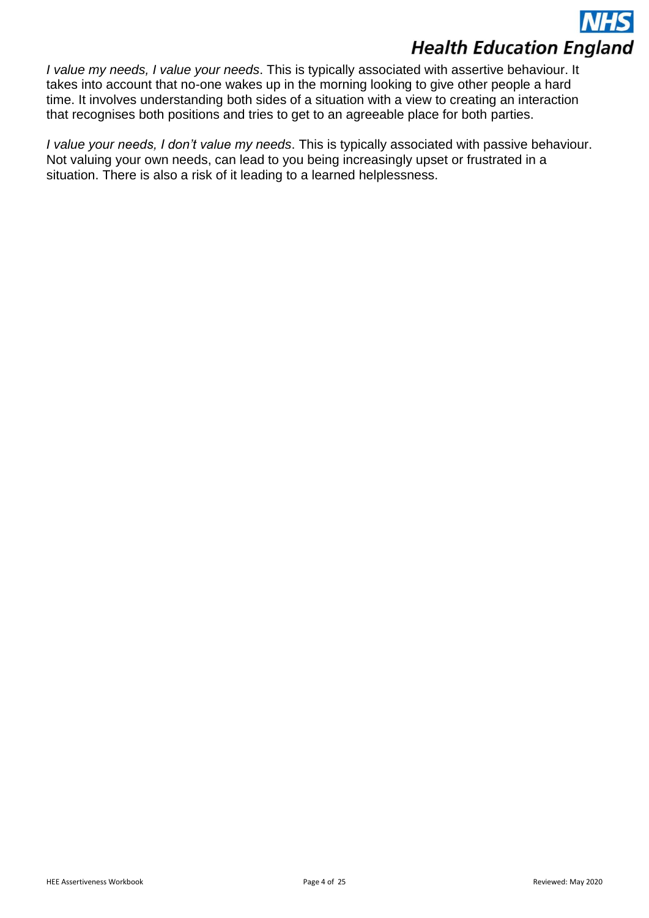*I value my needs, I value your needs*. This is typically associated with assertive behaviour. It takes into account that no-one wakes up in the morning looking to give other people a hard time. It involves understanding both sides of a situation with a view to creating an interaction that recognises both positions and tries to get to an agreeable place for both parties.

*I value your needs, I don't value my needs*. This is typically associated with passive behaviour. Not valuing your own needs, can lead to you being increasingly upset or frustrated in a situation. There is also a risk of it leading to a learned helplessness.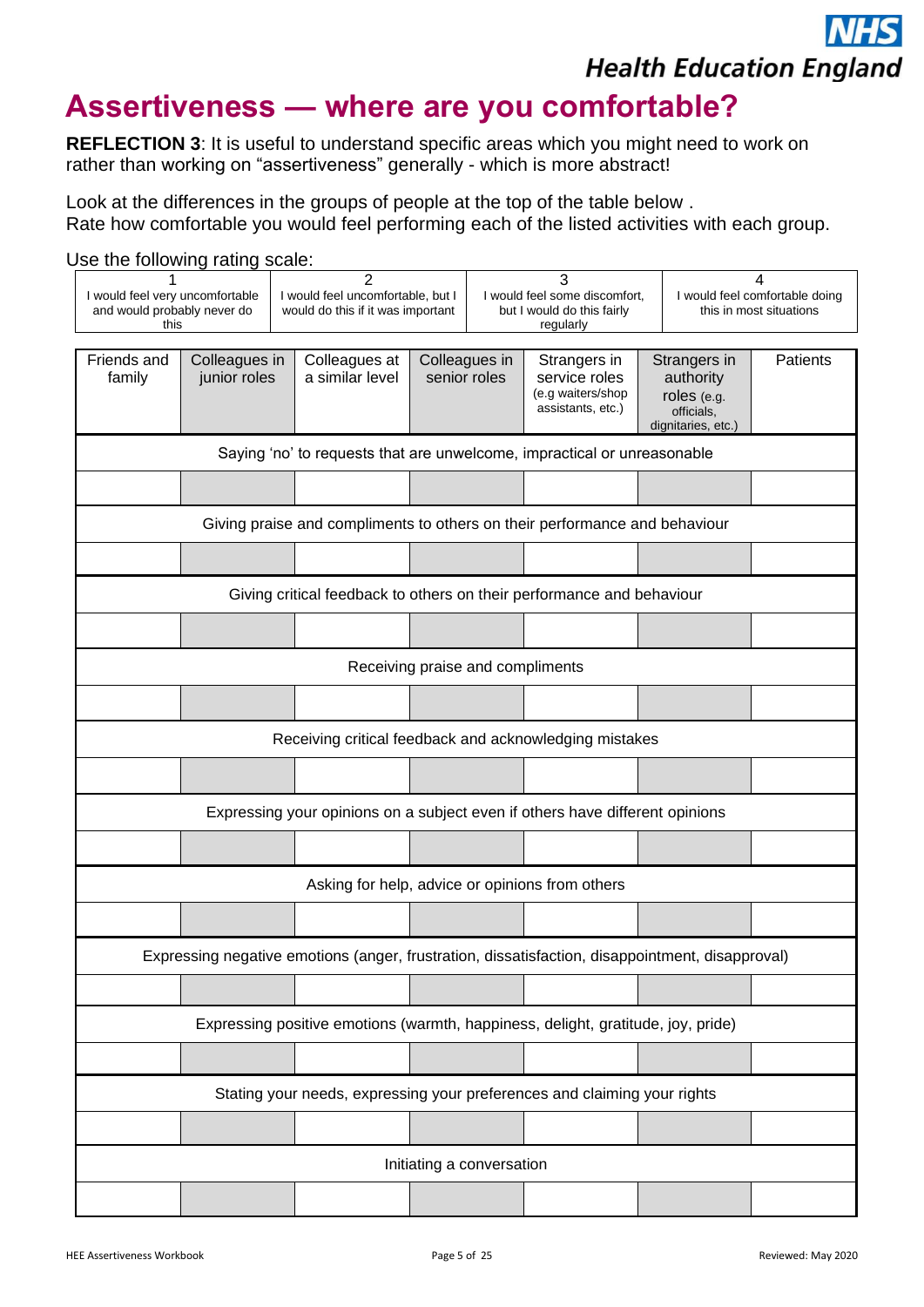# Assertiveness — where are you comfortable?

**REFLECTION 3**: It is useful to understand specific areas which you might need to work on rather than working on "assertiveness" generally - which is more abstract!

Look at the differences in the groups of people at the top of the table below .
Rate how comfortable you would feel performing each of the listed activities with each group.

Use the following rating scale:

| 1 | 2 | 3 | 4 |
|---|---|---|---|
| I would feel very uncomfortable and would probably never do this | I would feel uncomfortable, but I would do this if it was important | I would feel some discomfort, but I would do this fairly regularly | I would feel comfortable doing this in most situations |

| Friends and family | Colleagues in junior roles | Colleagues at a similar level | Colleagues in senior roles | Strangers in service roles (e.g waiters/shop assistants, etc.) | Strangers in authority roles (e.g. officials, dignitaries, etc.) | Patients |
|---|---|---|---|---|---|---|
| Saying 'no' to requests that are unwelcome, impractical or unreasonable | | | | | | |
| | | | | | | |
| Giving praise and compliments to others on their performance and behaviour | | | | | | |
| | | | | | | |
| Giving critical feedback to others on their performance and behaviour | | | | | | |
| | | | | | | |
| Receiving praise and compliments | | | | | | |
| | | | | | | |
| Receiving critical feedback and acknowledging mistakes | | | | | | |
| | | | | | | |
| Expressing your opinions on a subject even if others have different opinions | | | | | | |
| | | | | | | |
| Asking for help, advice or opinions from others | | | | | | |
| | | | | | | |
| Expressing negative emotions (anger, frustration, dissatisfaction, disappointment, disapproval) | | | | | | |
| | | | | | | |
| Expressing positive emotions (warmth, happiness, delight, gratitude, joy, pride) | | | | | | |
| | | | | | | |
| Stating your needs, expressing your preferences and claiming your rights | | | | | | |
| | | | | | | |
| Initiating a conversation | | | | | | |
| | | | | | | |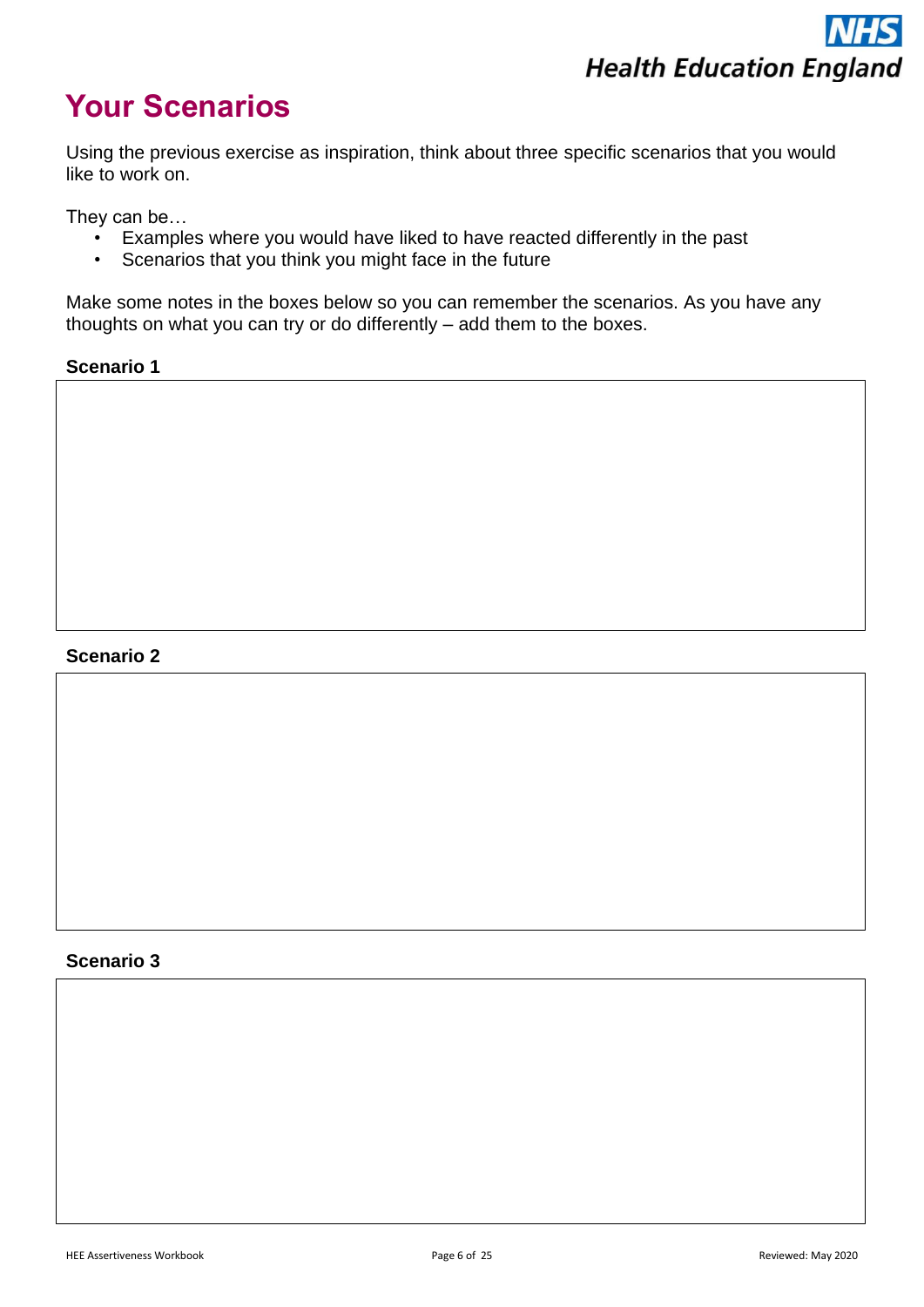# Your Scenarios

Using the previous exercise as inspiration, think about three specific scenarios that you would like to work on.

They can be…

- Examples where you would have liked to have reacted differently in the past
- Scenarios that you think you might face in the future

Make some notes in the boxes below so you can remember the scenarios. As you have any thoughts on what you can try or do differently – add them to the boxes.

**Scenario 1**

**Scenario 2**

**Scenario 3**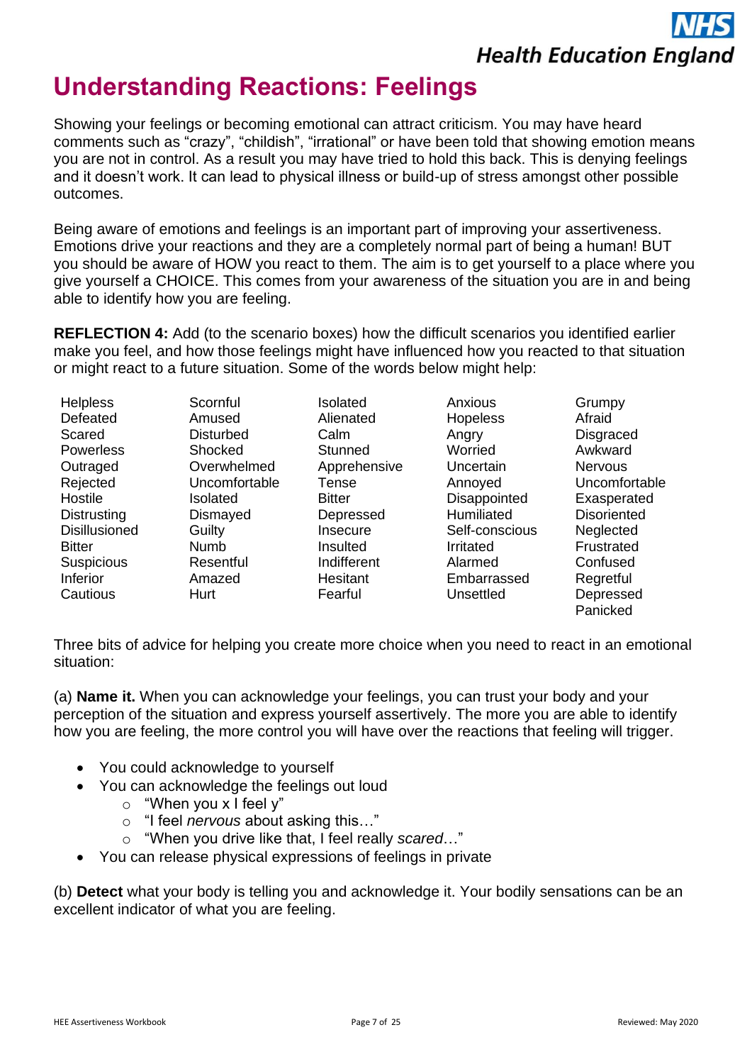# Understanding Reactions: Feelings

Showing your feelings or becoming emotional can attract criticism. You may have heard comments such as "crazy", "childish", "irrational" or have been told that showing emotion means you are not in control. As a result you may have tried to hold this back. This is denying feelings and it doesn't work. It can lead to physical illness or build-up of stress amongst other possible outcomes.

Being aware of emotions and feelings is an important part of improving your assertiveness. Emotions drive your reactions and they are a completely normal part of being a human! BUT you should be aware of HOW you react to them. The aim is to get yourself to a place where you give yourself a CHOICE. This comes from your awareness of the situation you are in and being able to identify how you are feeling.

**REFLECTION 4:** Add (to the scenario boxes) how the difficult scenarios you identified earlier make you feel, and how those feelings might have influenced how you reacted to that situation or might react to a future situation. Some of the words below might help:

| | | | | |
|---|---|---|---|---|
| Helpless | Scornful | Isolated | Anxious | Grumpy |
| Defeated | Amused | Alienated | Hopeless | Afraid |
| Scared | Disturbed | Calm | Angry | Disgraced |
| Powerless | Shocked | Stunned | Worried | Awkward |
| Outraged | Overwhelmed | Apprehensive | Uncertain | Nervous |
| Rejected | Uncomfortable | Tense | Annoyed | Uncomfortable |
| Hostile | Isolated | Bitter | Disappointed | Exasperated |
| Distrusting | Dismayed | Depressed | Humiliated | Disoriented |
| Disillusioned | Guilty | Insecure | Self-conscious | Neglected |
| Bitter | Numb | Insulted | Irritated | Frustrated |
| Suspicious | Resentful | Indifferent | Alarmed | Confused |
| Inferior | Amazed | Hesitant | Embarrassed | Regretful |
| Cautious | Hurt | Fearful | Unsettled | Depressed |
| | | | | Panicked |

Three bits of advice for helping you create more choice when you need to react in an emotional situation:

(a) **Name it.** When you can acknowledge your feelings, you can trust your body and your perception of the situation and express yourself assertively. The more you are able to identify how you are feeling, the more control you will have over the reactions that feeling will trigger.

- You could acknowledge to yourself
- You can acknowledge the feelings out loud
  - "When you x I feel y"
  - "I feel *nervous* about asking this…"
  - "When you drive like that, I feel really *scared*…"
- You can release physical expressions of feelings in private

(b) **Detect** what your body is telling you and acknowledge it. Your bodily sensations can be an excellent indicator of what you are feeling.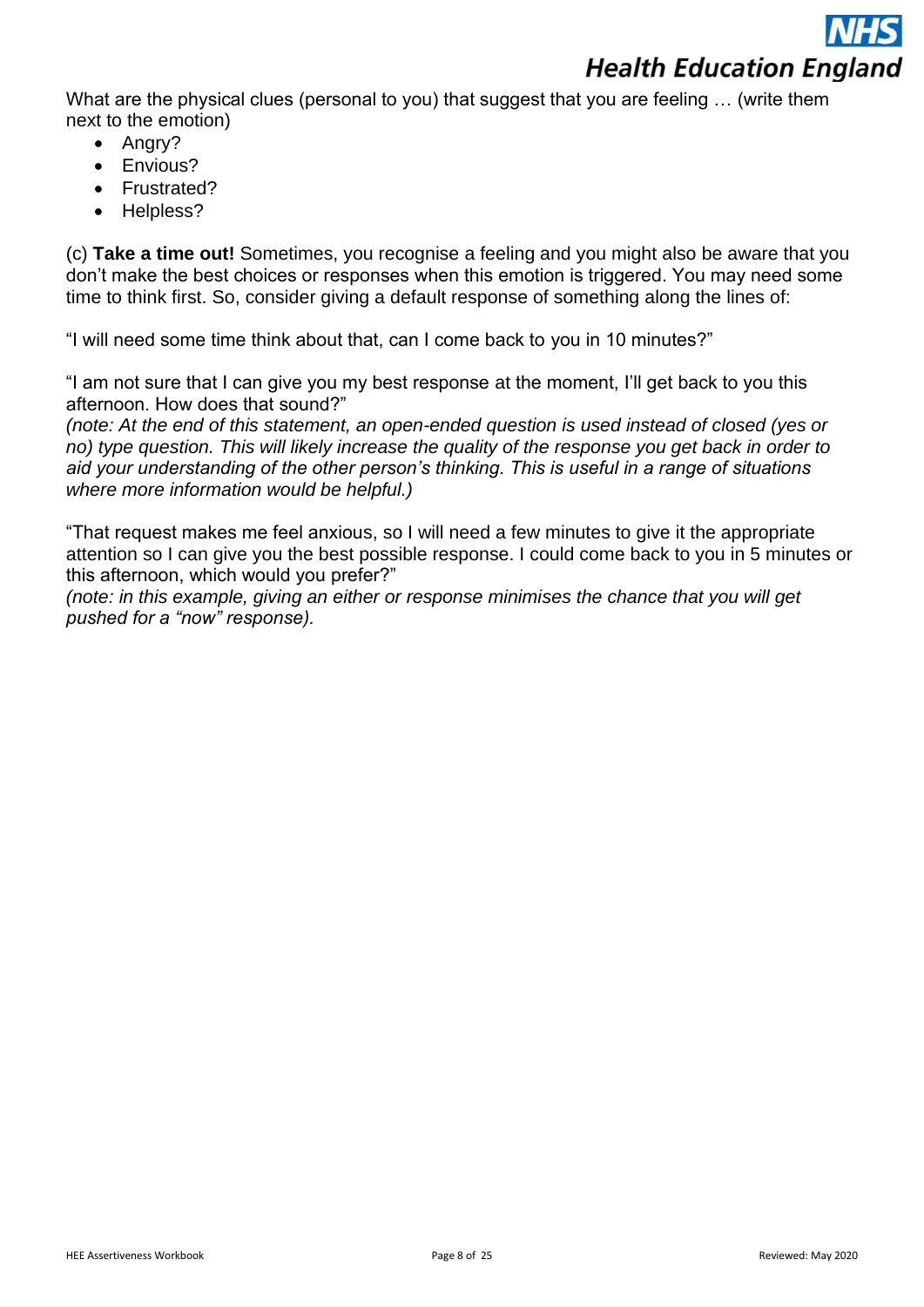What are the physical clues (personal to you) that suggest that you are feeling … (write them next to the emotion)

- Angry?
- Envious?
- Frustrated?
- Helpless?

(c) **Take a time out!** Sometimes, you recognise a feeling and you might also be aware that you don't make the best choices or responses when this emotion is triggered. You may need some time to think first. So, consider giving a default response of something along the lines of:

"I will need some time think about that, can I come back to you in 10 minutes?"

"I am not sure that I can give you my best response at the moment, I'll get back to you this afternoon. How does that sound?"
*(note: At the end of this statement, an open-ended question is used instead of closed (yes or no) type question. This will likely increase the quality of the response you get back in order to aid your understanding of the other person's thinking. This is useful in a range of situations where more information would be helpful.)*

"That request makes me feel anxious, so I will need a few minutes to give it the appropriate attention so I can give you the best possible response. I could come back to you in 5 minutes or this afternoon, which would you prefer?"
*(note: in this example, giving an either or response minimises the chance that you will get pushed for a "now" response).*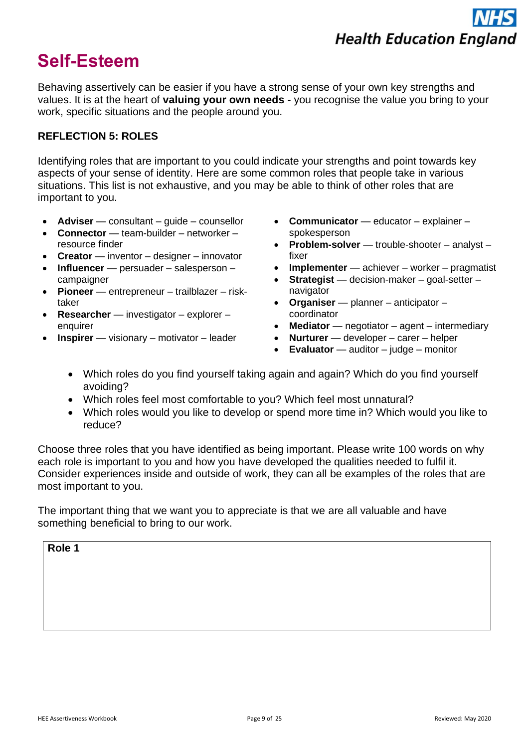# Self-Esteem

Behaving assertively can be easier if you have a strong sense of your own key strengths and values. It is at the heart of **valuing your own needs** - you recognise the value you bring to your work, specific situations and the people around you.

**REFLECTION 5: ROLES**

Identifying roles that are important to you could indicate your strengths and point towards key aspects of your sense of identity. Here are some common roles that people take in various situations. This list is not exhaustive, and you may be able to think of other roles that are important to you.

- **Adviser** — consultant – guide – counsellor
- **Connector** — team-builder – networker – resource finder
- **Creator** — inventor – designer – innovator
- **Influencer** — persuader – salesperson – campaigner
- **Pioneer** — entrepreneur – trailblazer – risk-taker
- **Researcher** — investigator – explorer – enquirer
- **Inspirer** — visionary – motivator – leader
- **Communicator** — educator – explainer – spokesperson
- **Problem-solver** — trouble-shooter – analyst – fixer
- **Implementer** — achiever – worker – pragmatist
- **Strategist** — decision-maker – goal-setter – navigator
- **Organiser** — planner – anticipator – coordinator
- **Mediator** — negotiator – agent – intermediary
- **Nurturer** — developer – carer – helper
- **Evaluator** — auditor – judge – monitor

- Which roles do you find yourself taking again and again? Which do you find yourself avoiding?
- Which roles feel most comfortable to you? Which feel most unnatural?
- Which roles would you like to develop or spend more time in? Which would you like to reduce?

Choose three roles that you have identified as being important. Please write 100 words on why each role is important to you and how you have developed the qualities needed to fulfil it. Consider experiences inside and outside of work, they can all be examples of the roles that are most important to you.

The important thing that we want you to appreciate is that we are all valuable and have something beneficial to bring to our work.

| **Role 1** |
| --- |
| |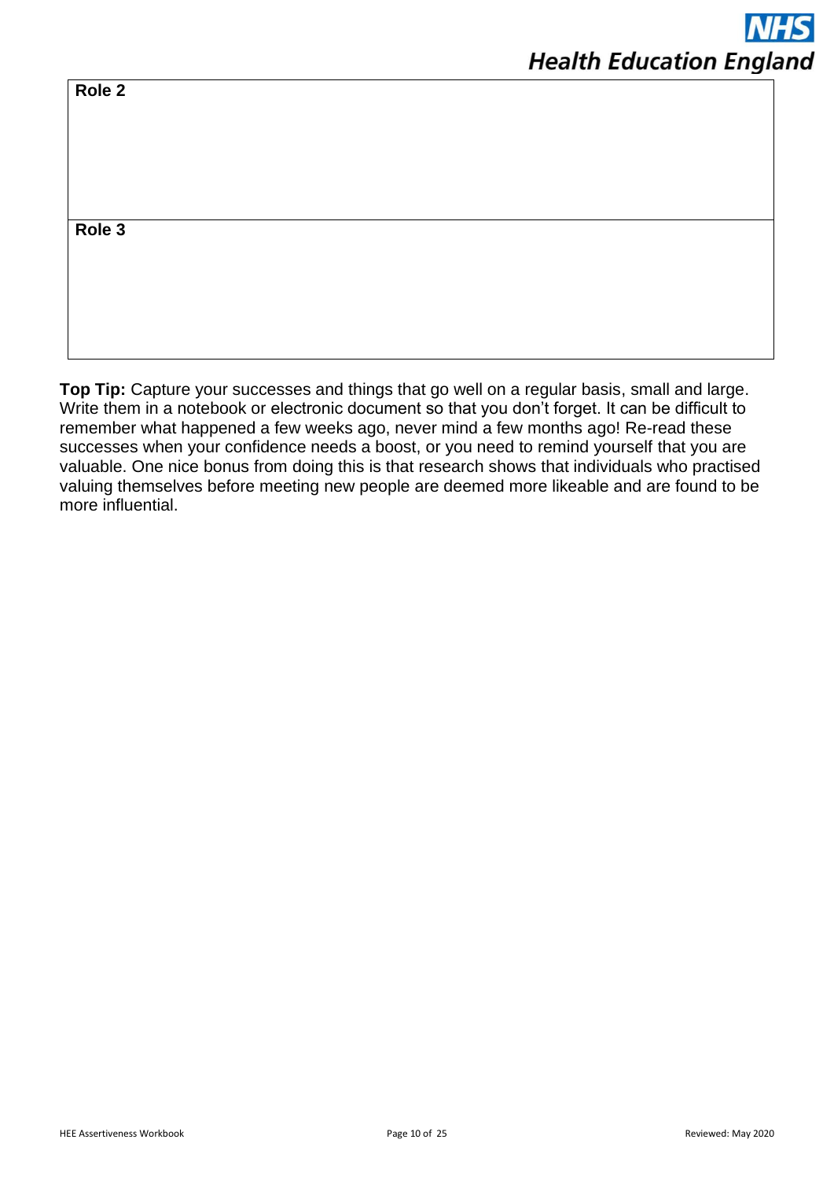| |
|---|
| **Role 2** |
| **Role 3** |

**Top Tip:** Capture your successes and things that go well on a regular basis, small and large. Write them in a notebook or electronic document so that you don't forget. It can be difficult to remember what happened a few weeks ago, never mind a few months ago! Re-read these successes when your confidence needs a boost, or you need to remind yourself that you are valuable. One nice bonus from doing this is that research shows that individuals who practised valuing themselves before meeting new people are deemed more likeable and are found to be more influential.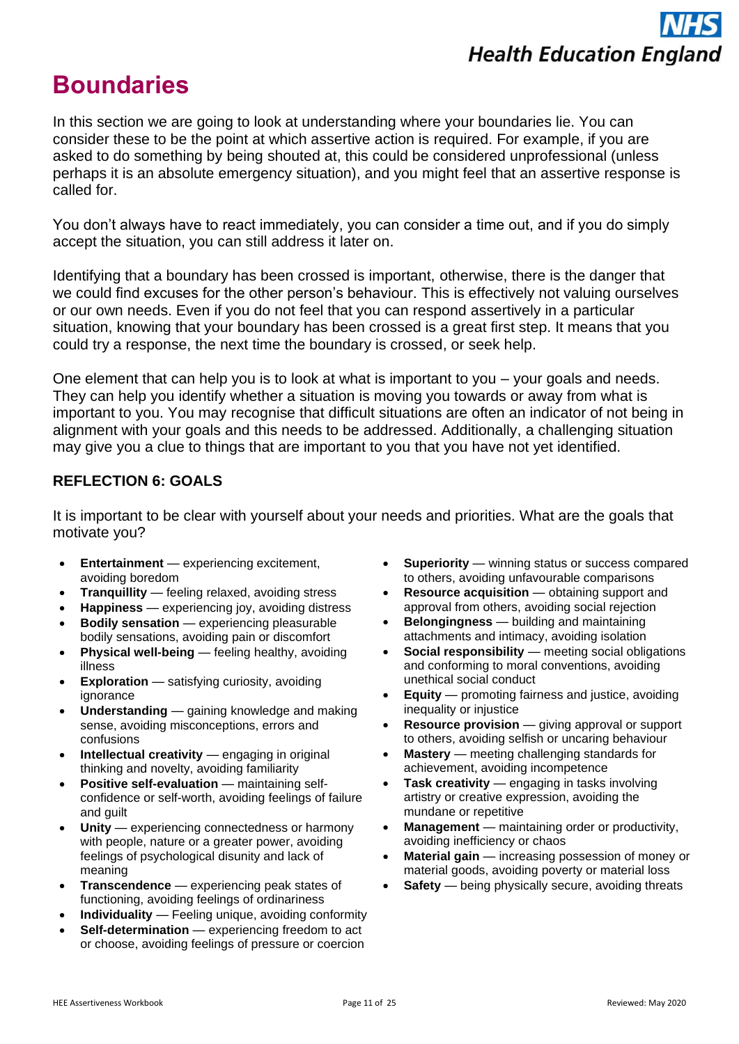# Boundaries

In this section we are going to look at understanding where your boundaries lie. You can consider these to be the point at which assertive action is required. For example, if you are asked to do something by being shouted at, this could be considered unprofessional (unless perhaps it is an absolute emergency situation), and you might feel that an assertive response is called for.

You don't always have to react immediately, you can consider a time out, and if you do simply accept the situation, you can still address it later on.

Identifying that a boundary has been crossed is important, otherwise, there is the danger that we could find excuses for the other person's behaviour. This is effectively not valuing ourselves or our own needs. Even if you do not feel that you can respond assertively in a particular situation, knowing that your boundary has been crossed is a great first step. It means that you could try a response, the next time the boundary is crossed, or seek help.

One element that can help you is to look at what is important to you – your goals and needs. They can help you identify whether a situation is moving you towards or away from what is important to you. You may recognise that difficult situations are often an indicator of not being in alignment with your goals and this needs to be addressed. Additionally, a challenging situation may give you a clue to things that are important to you that you have not yet identified.

### REFLECTION 6: GOALS

It is important to be clear with yourself about your needs and priorities. What are the goals that motivate you?

- **Entertainment** — experiencing excitement, avoiding boredom
- **Tranquillity** — feeling relaxed, avoiding stress
- **Happiness** — experiencing joy, avoiding distress
- **Bodily sensation** — experiencing pleasurable bodily sensations, avoiding pain or discomfort
- **Physical well-being** — feeling healthy, avoiding illness
- **Exploration** — satisfying curiosity, avoiding ignorance
- **Understanding** — gaining knowledge and making sense, avoiding misconceptions, errors and confusions
- **Intellectual creativity** — engaging in original thinking and novelty, avoiding familiarity
- **Positive self-evaluation** — maintaining self-confidence or self-worth, avoiding feelings of failure and guilt
- **Unity** — experiencing connectedness or harmony with people, nature or a greater power, avoiding feelings of psychological disunity and lack of meaning
- **Transcendence** — experiencing peak states of functioning, avoiding feelings of ordinariness
- **Individuality** — Feeling unique, avoiding conformity
- **Self-determination** — experiencing freedom to act or choose, avoiding feelings of pressure or coercion
- **Superiority** — winning status or success compared to others, avoiding unfavourable comparisons
- **Resource acquisition** — obtaining support and approval from others, avoiding social rejection
- **Belongingness** — building and maintaining attachments and intimacy, avoiding isolation
- **Social responsibility** — meeting social obligations and conforming to moral conventions, avoiding unethical social conduct
- **Equity** — promoting fairness and justice, avoiding inequality or injustice
- **Resource provision** — giving approval or support to others, avoiding selfish or uncaring behaviour
- **Mastery** — meeting challenging standards for achievement, avoiding incompetence
- **Task creativity** — engaging in tasks involving artistry or creative expression, avoiding the mundane or repetitive
- **Management** — maintaining order or productivity, avoiding inefficiency or chaos
- **Material gain** — increasing possession of money or material goods, avoiding poverty or material loss
- **Safety** — being physically secure, avoiding threats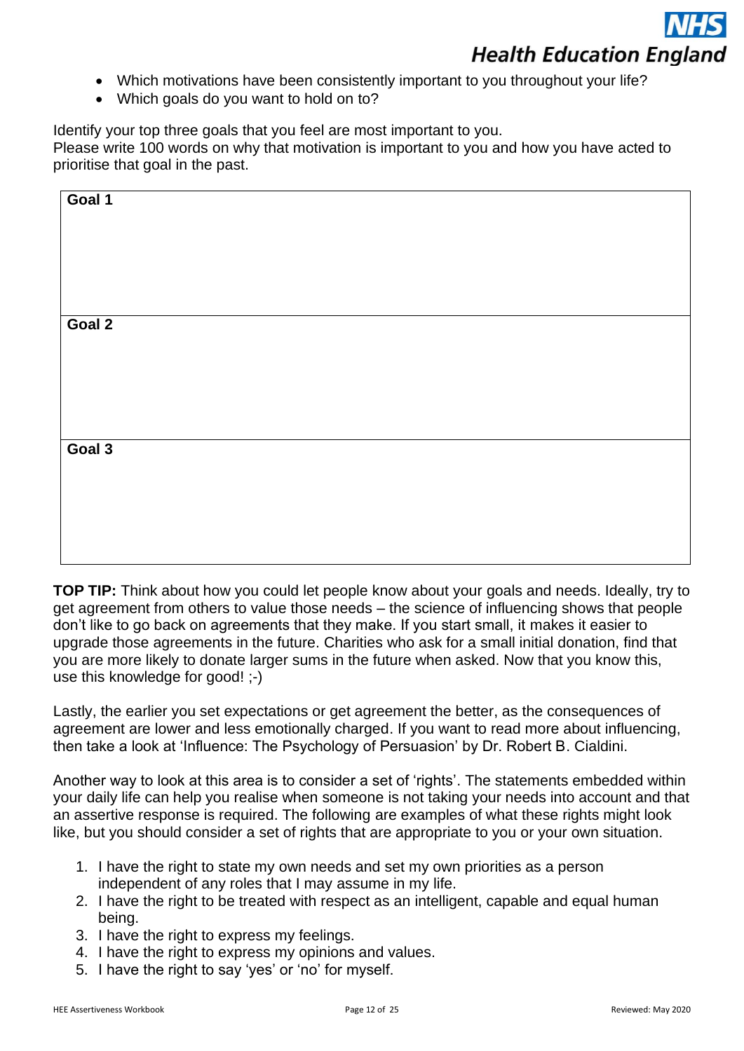- Which motivations have been consistently important to you throughout your life?
- Which goals do you want to hold on to?

Identify your top three goals that you feel are most important to you.
Please write 100 words on why that motivation is important to you and how you have acted to prioritise that goal in the past.

| |
|---|
| **Goal 1** |
| **Goal 2** |
| **Goal 3** |

**TOP TIP:** Think about how you could let people know about your goals and needs. Ideally, try to get agreement from others to value those needs – the science of influencing shows that people don't like to go back on agreements that they make. If you start small, it makes it easier to upgrade those agreements in the future. Charities who ask for a small initial donation, find that you are more likely to donate larger sums in the future when asked. Now that you know this, use this knowledge for good! ;-)

Lastly, the earlier you set expectations or get agreement the better, as the consequences of agreement are lower and less emotionally charged. If you want to read more about influencing, then take a look at 'Influence: The Psychology of Persuasion' by Dr. Robert B. Cialdini.

Another way to look at this area is to consider a set of 'rights'. The statements embedded within your daily life can help you realise when someone is not taking your needs into account and that an assertive response is required. The following are examples of what these rights might look like, but you should consider a set of rights that are appropriate to you or your own situation.

1. I have the right to state my own needs and set my own priorities as a person independent of any roles that I may assume in my life.
2. I have the right to be treated with respect as an intelligent, capable and equal human being.
3. I have the right to express my feelings.
4. I have the right to express my opinions and values.
5. I have the right to say 'yes' or 'no' for myself.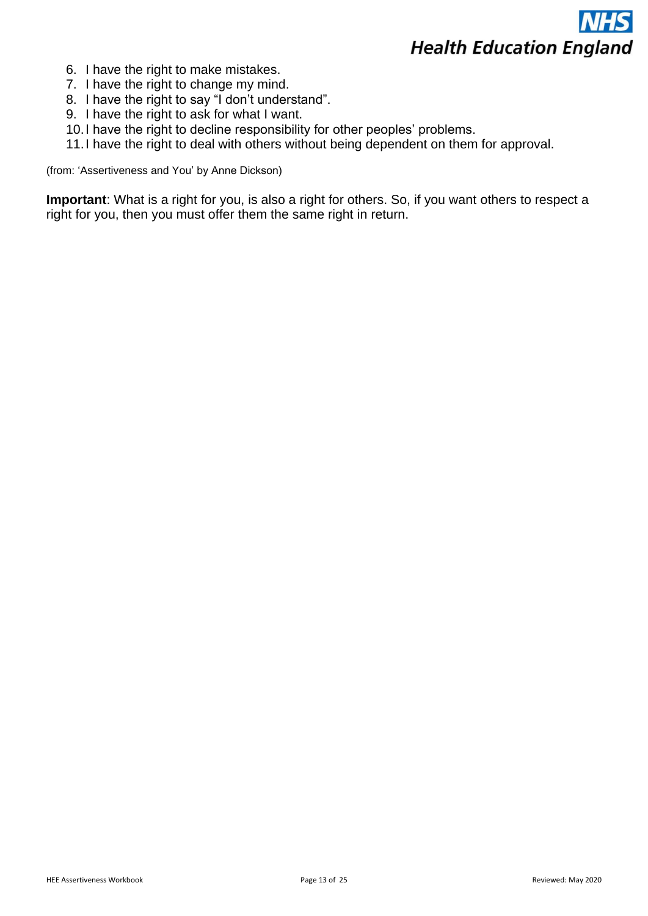6. I have the right to make mistakes.
7. I have the right to change my mind.
8. I have the right to say “I don’t understand”.
9. I have the right to ask for what I want.
10. I have the right to decline responsibility for other peoples’ problems.
11. I have the right to deal with others without being dependent on them for approval.

(from: ‘Assertiveness and You’ by Anne Dickson)

**Important**: What is a right for you, is also a right for others. So, if you want others to respect a right for you, then you must offer them the same right in return.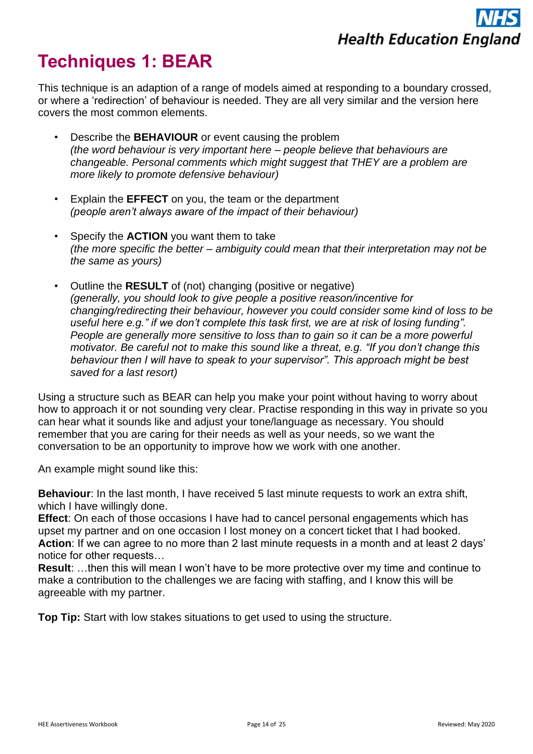# Techniques 1: BEAR

This technique is an adaption of a range of models aimed at responding to a boundary crossed, or where a 'redirection' of behaviour is needed. They are all very similar and the version here covers the most common elements.

- Describe the **BEHAVIOUR** or event causing the problem
  *(the word behaviour is very important here – people believe that behaviours are changeable. Personal comments which might suggest that THEY are a problem are more likely to promote defensive behaviour)*

- Explain the **EFFECT** on you, the team or the department
  *(people aren't always aware of the impact of their behaviour)*

- Specify the **ACTION** you want them to take
  *(the more specific the better – ambiguity could mean that their interpretation may not be the same as yours)*

- Outline the **RESULT** of (not) changing (positive or negative)
  *(generally, you should look to give people a positive reason/incentive for changing/redirecting their behaviour, however you could consider some kind of loss to be useful here e.g." if we don't complete this task first, we are at risk of losing funding". People are generally more sensitive to loss than to gain so it can be a more powerful motivator. Be careful not to make this sound like a threat, e.g. "If you don't change this behaviour then I will have to speak to your supervisor". This approach might be best saved for a last resort)*

Using a structure such as BEAR can help you make your point without having to worry about how to approach it or not sounding very clear. Practise responding in this way in private so you can hear what it sounds like and adjust your tone/language as necessary. You should remember that you are caring for their needs as well as your needs, so we want the conversation to be an opportunity to improve how we work with one another.

An example might sound like this:

**Behaviour**: In the last month, I have received 5 last minute requests to work an extra shift, which I have willingly done.
**Effect**: On each of those occasions I have had to cancel personal engagements which has upset my partner and on one occasion I lost money on a concert ticket that I had booked.
**Action**: If we can agree to no more than 2 last minute requests in a month and at least 2 days' notice for other requests…
**Result**: …then this will mean I won't have to be more protective over my time and continue to make a contribution to the challenges we are facing with staffing, and I know this will be agreeable with my partner.

**Top Tip:** Start with low stakes situations to get used to using the structure.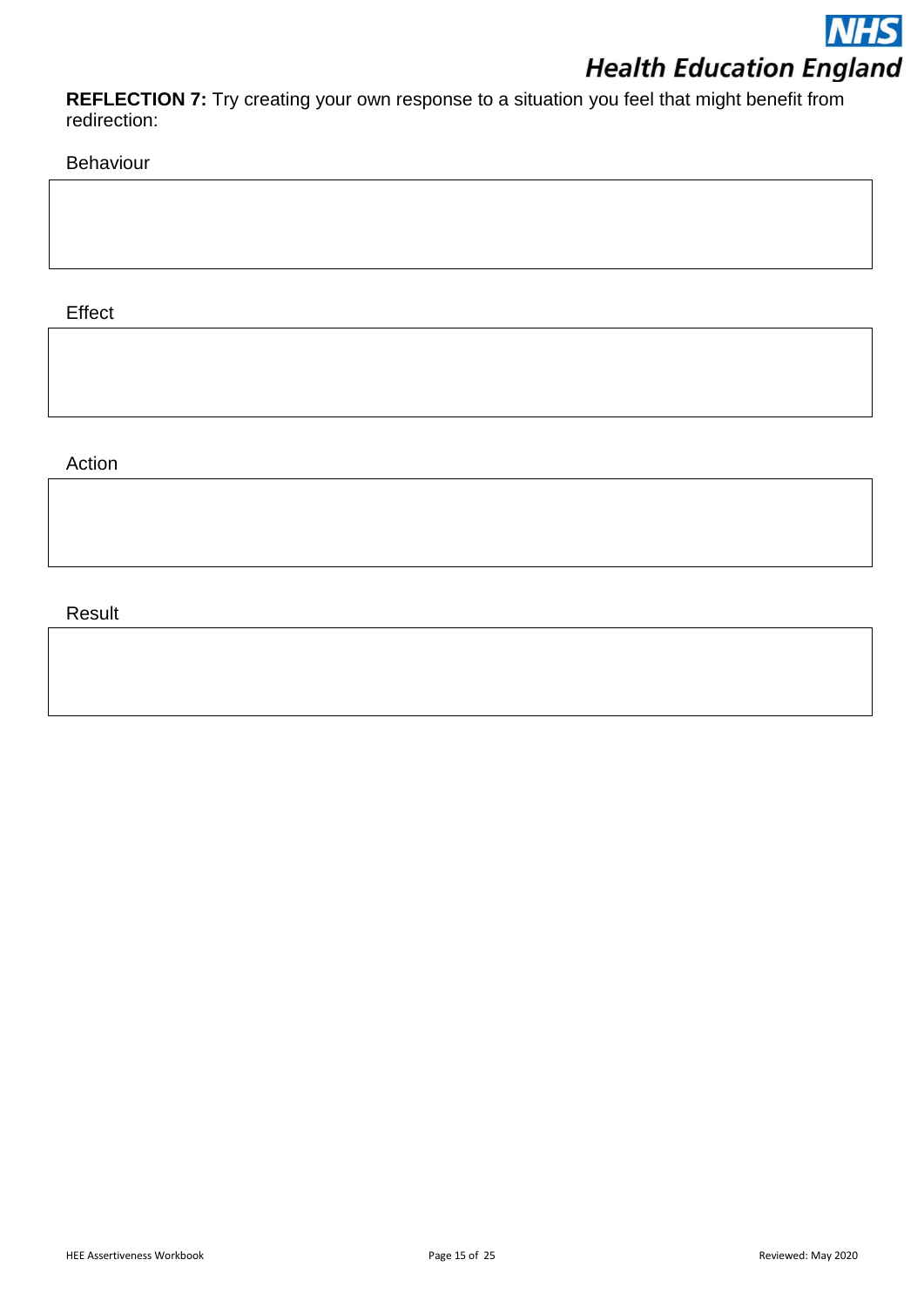**REFLECTION 7:** Try creating your own response to a situation you feel that might benefit from redirection:

Behaviour

Effect

Action

Result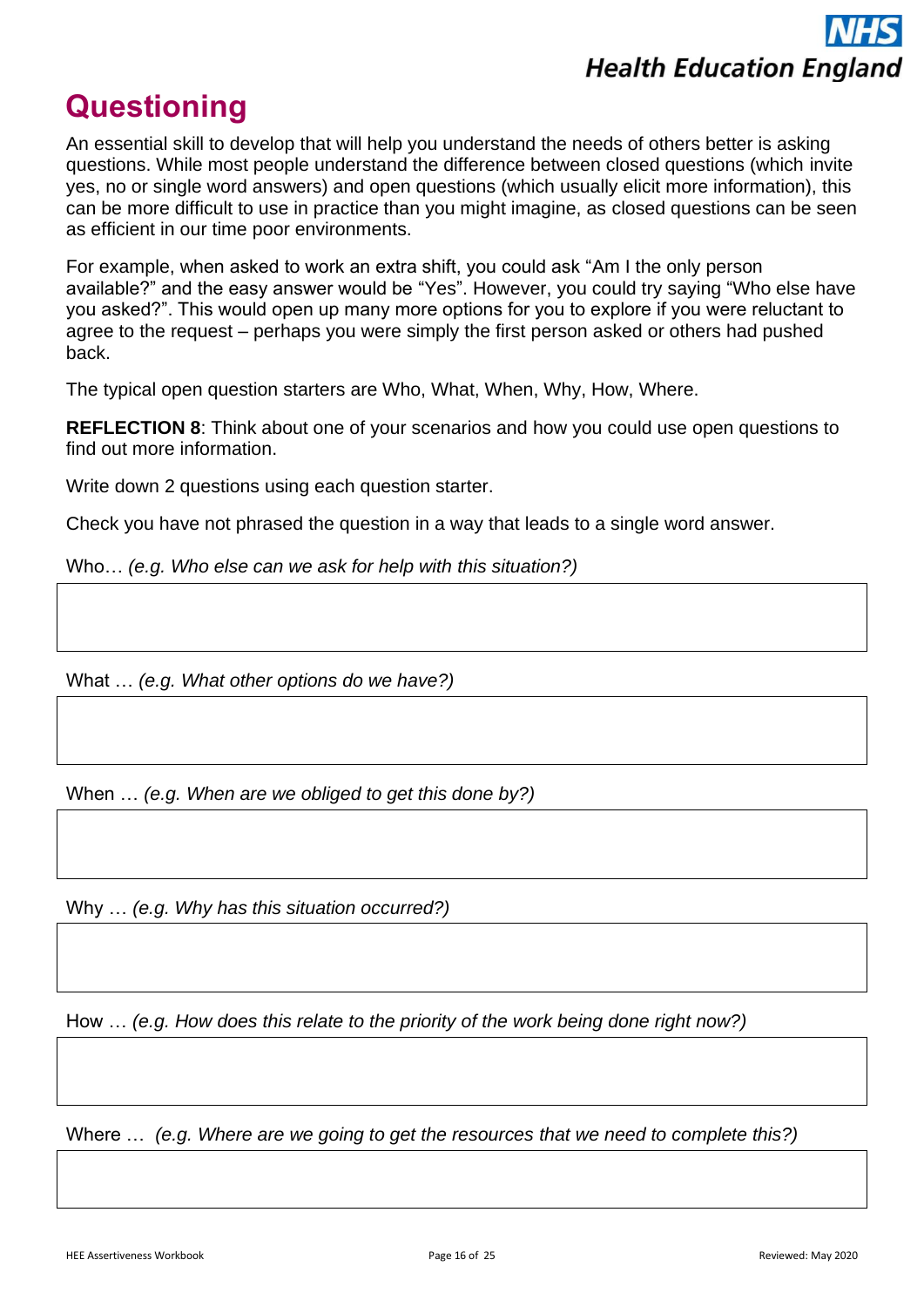# Questioning

An essential skill to develop that will help you understand the needs of others better is asking questions. While most people understand the difference between closed questions (which invite yes, no or single word answers) and open questions (which usually elicit more information), this can be more difficult to use in practice than you might imagine, as closed questions can be seen as efficient in our time poor environments.

For example, when asked to work an extra shift, you could ask "Am I the only person available?" and the easy answer would be "Yes". However, you could try saying "Who else have you asked?". This would open up many more options for you to explore if you were reluctant to agree to the request – perhaps you were simply the first person asked or others had pushed back.

The typical open question starters are Who, What, When, Why, How, Where.

**REFLECTION 8**: Think about one of your scenarios and how you could use open questions to find out more information.

Write down 2 questions using each question starter.

Check you have not phrased the question in a way that leads to a single word answer.

Who… *(e.g. Who else can we ask for help with this situation?)*

What … *(e.g. What other options do we have?)*

When … *(e.g. When are we obliged to get this done by?)*

Why … *(e.g. Why has this situation occurred?)*

How … *(e.g. How does this relate to the priority of the work being done right now?)*

Where … *(e.g. Where are we going to get the resources that we need to complete this?)*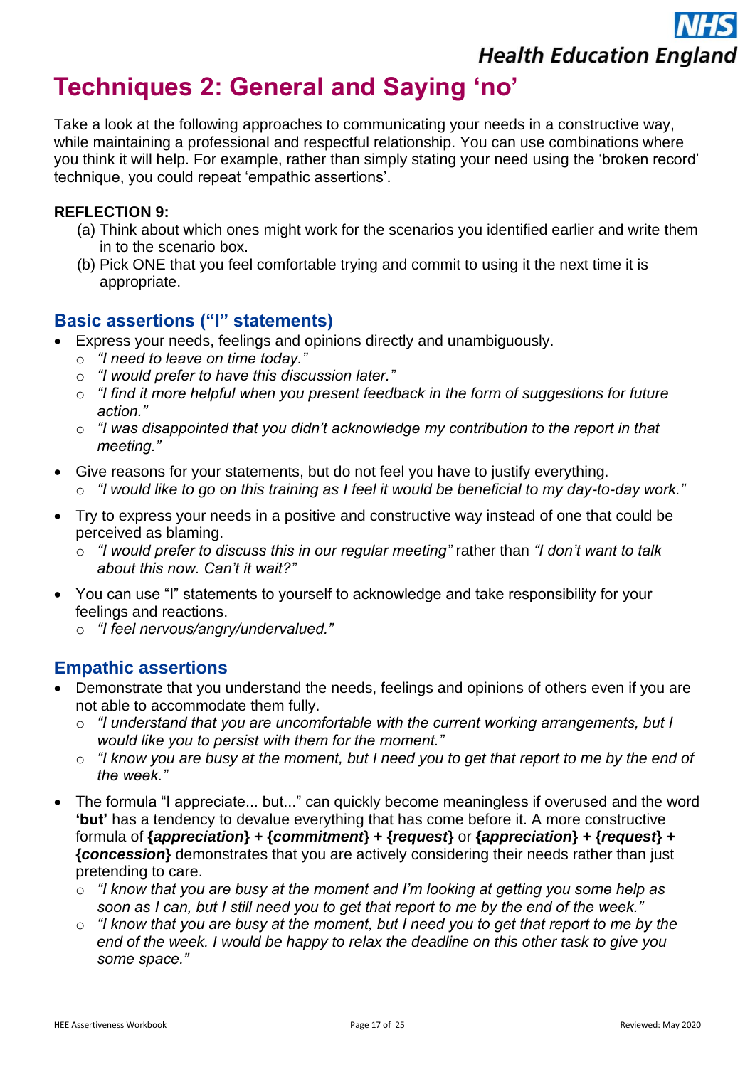# Techniques 2: General and Saying 'no'

Take a look at the following approaches to communicating your needs in a constructive way, while maintaining a professional and respectful relationship. You can use combinations where you think it will help. For example, rather than simply stating your need using the 'broken record' technique, you could repeat 'empathic assertions'.

**REFLECTION 9:**

(a) Think about which ones might work for the scenarios you identified earlier and write them in to the scenario box.

(b) Pick ONE that you feel comfortable trying and commit to using it the next time it is appropriate.

## Basic assertions ("I" statements)

- Express your needs, feelings and opinions directly and unambiguously.
  - *"I need to leave on time today."*
  - *"I would prefer to have this discussion later."*
  - *"I find it more helpful when you present feedback in the form of suggestions for future action."*
  - *"I was disappointed that you didn't acknowledge my contribution to the report in that meeting."*
- Give reasons for your statements, but do not feel you have to justify everything.
  - *"I would like to go on this training as I feel it would be beneficial to my day-to-day work."*
- Try to express your needs in a positive and constructive way instead of one that could be perceived as blaming.
  - *"I would prefer to discuss this in our regular meeting"* rather than *"I don't want to talk about this now. Can't it wait?"*
- You can use "I" statements to yourself to acknowledge and take responsibility for your feelings and reactions.
  - *"I feel nervous/angry/undervalued."*

## Empathic assertions

- Demonstrate that you understand the needs, feelings and opinions of others even if you are not able to accommodate them fully.
  - *"I understand that you are uncomfortable with the current working arrangements, but I would like you to persist with them for the moment."*
  - *"I know you are busy at the moment, but I need you to get that report to me by the end of the week."*
- The formula "I appreciate... but..." can quickly become meaningless if overused and the word **'but'** has a tendency to devalue everything that has come before it. A more constructive formula of **{*appreciation*} + {*commitment*} + {*request*}** or **{*appreciation*} + {*request*} + {*concession*}** demonstrates that you are actively considering their needs rather than just pretending to care.
  - *"I know that you are busy at the moment and I'm looking at getting you some help as soon as I can, but I still need you to get that report to me by the end of the week."*
  - *"I know that you are busy at the moment, but I need you to get that report to me by the end of the week. I would be happy to relax the deadline on this other task to give you some space."*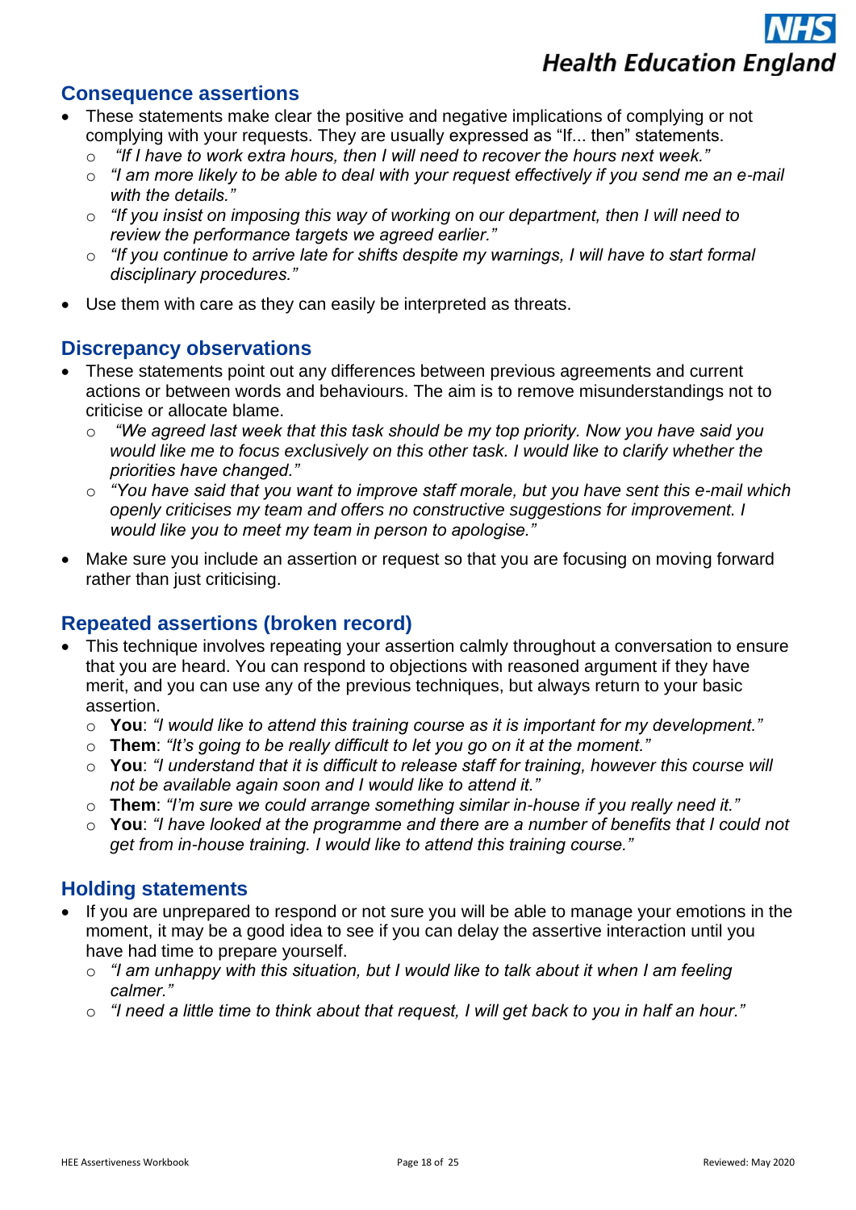## Consequence assertions

- These statements make clear the positive and negative implications of complying or not complying with your requests. They are usually expressed as "If... then" statements.
  - *"If I have to work extra hours, then I will need to recover the hours next week."*
  - *"I am more likely to be able to deal with your request effectively if you send me an e-mail with the details."*
  - *"If you insist on imposing this way of working on our department, then I will need to review the performance targets we agreed earlier."*
  - *"If you continue to arrive late for shifts despite my warnings, I will have to start formal disciplinary procedures."*
- Use them with care as they can easily be interpreted as threats.

## Discrepancy observations

- These statements point out any differences between previous agreements and current actions or between words and behaviours. The aim is to remove misunderstandings not to criticise or allocate blame.
  - *"We agreed last week that this task should be my top priority. Now you have said you would like me to focus exclusively on this other task. I would like to clarify whether the priorities have changed."*
  - *"You have said that you want to improve staff morale, but you have sent this e-mail which openly criticises my team and offers no constructive suggestions for improvement. I would like you to meet my team in person to apologise."*
- Make sure you include an assertion or request so that you are focusing on moving forward rather than just criticising.

## Repeated assertions (broken record)

- This technique involves repeating your assertion calmly throughout a conversation to ensure that you are heard. You can respond to objections with reasoned argument if they have merit, and you can use any of the previous techniques, but always return to your basic assertion.
  - **You**: *"I would like to attend this training course as it is important for my development."*
  - **Them**: *"It's going to be really difficult to let you go on it at the moment."*
  - **You**: *"I understand that it is difficult to release staff for training, however this course will not be available again soon and I would like to attend it."*
  - **Them**: *"I'm sure we could arrange something similar in-house if you really need it."*
  - **You**: *"I have looked at the programme and there are a number of benefits that I could not get from in-house training. I would like to attend this training course."*

## Holding statements

- If you are unprepared to respond or not sure you will be able to manage your emotions in the moment, it may be a good idea to see if you can delay the assertive interaction until you have had time to prepare yourself.
  - *"I am unhappy with this situation, but I would like to talk about it when I am feeling calmer."*
  - *"I need a little time to think about that request, I will get back to you in half an hour."*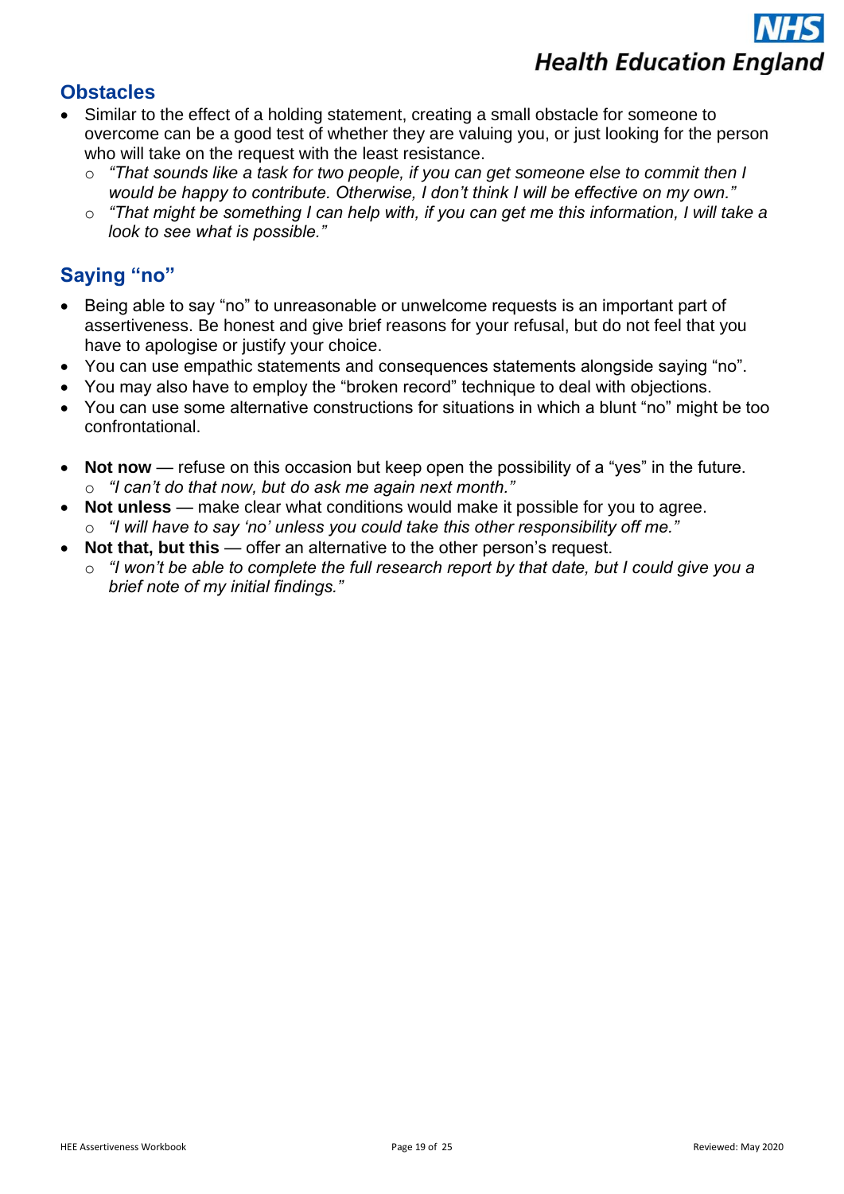## Obstacles

- Similar to the effect of a holding statement, creating a small obstacle for someone to overcome can be a good test of whether they are valuing you, or just looking for the person who will take on the request with the least resistance.
  - *"That sounds like a task for two people, if you can get someone else to commit then I would be happy to contribute. Otherwise, I don't think I will be effective on my own."*
  - *"That might be something I can help with, if you can get me this information, I will take a look to see what is possible."*

## Saying "no"

- Being able to say "no" to unreasonable or unwelcome requests is an important part of assertiveness. Be honest and give brief reasons for your refusal, but do not feel that you have to apologise or justify your choice.
- You can use empathic statements and consequences statements alongside saying "no".
- You may also have to employ the "broken record" technique to deal with objections.
- You can use some alternative constructions for situations in which a blunt "no" might be too confrontational.

- **Not now** — refuse on this occasion but keep open the possibility of a "yes" in the future.
  - *"I can't do that now, but do ask me again next month."*
- **Not unless** — make clear what conditions would make it possible for you to agree.
  - *"I will have to say 'no' unless you could take this other responsibility off me."*
- **Not that, but this** — offer an alternative to the other person's request.
  - *"I won't be able to complete the full research report by that date, but I could give you a brief note of my initial findings."*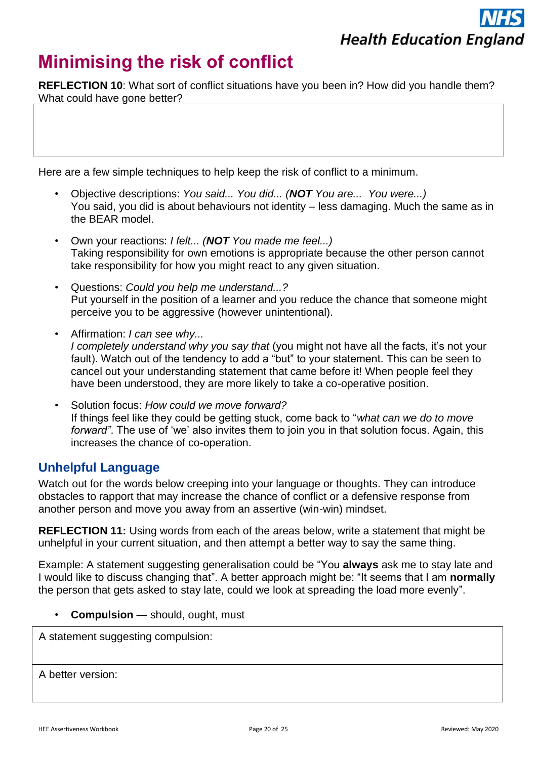# Minimising the risk of conflict

**REFLECTION 10**: What sort of conflict situations have you been in? How did you handle them? What could have gone better?

| |
|---|
| |

Here are a few simple techniques to help keep the risk of conflict to a minimum.

- Objective descriptions: *You said... You did... (**NOT** You are... You were...)*
  You said, you did is about behaviours not identity – less damaging. Much the same as in the BEAR model.

- Own your reactions: *I felt... (**NOT** You made me feel...)*
  Taking responsibility for own emotions is appropriate because the other person cannot take responsibility for how you might react to any given situation.

- Questions: *Could you help me understand...?*
  Put yourself in the position of a learner and you reduce the chance that someone might perceive you to be aggressive (however unintentional).

- Affirmation: *I can see why...*
  *I completely understand why you say that* (you might not have all the facts, it's not your fault). Watch out of the tendency to add a "but" to your statement. This can be seen to cancel out your understanding statement that came before it! When people feel they have been understood, they are more likely to take a co-operative position.

- Solution focus: *How could we move forward?*
  If things feel like they could be getting stuck, come back to "*what can we do to move forward"*. The use of 'we' also invites them to join you in that solution focus. Again, this increases the chance of co-operation.

## Unhelpful Language

Watch out for the words below creeping into your language or thoughts. They can introduce obstacles to rapport that may increase the chance of conflict or a defensive response from another person and move you away from an assertive (win-win) mindset.

**REFLECTION 11:** Using words from each of the areas below, write a statement that might be unhelpful in your current situation, and then attempt a better way to say the same thing.

Example: A statement suggesting generalisation could be "You **always** ask me to stay late and I would like to discuss changing that". A better approach might be: "It seems that I am **normally** the person that gets asked to stay late, could we look at spreading the load more evenly".

- **Compulsion** — should, ought, must

| |
|---|
| A statement suggesting compulsion: |
| A better version: |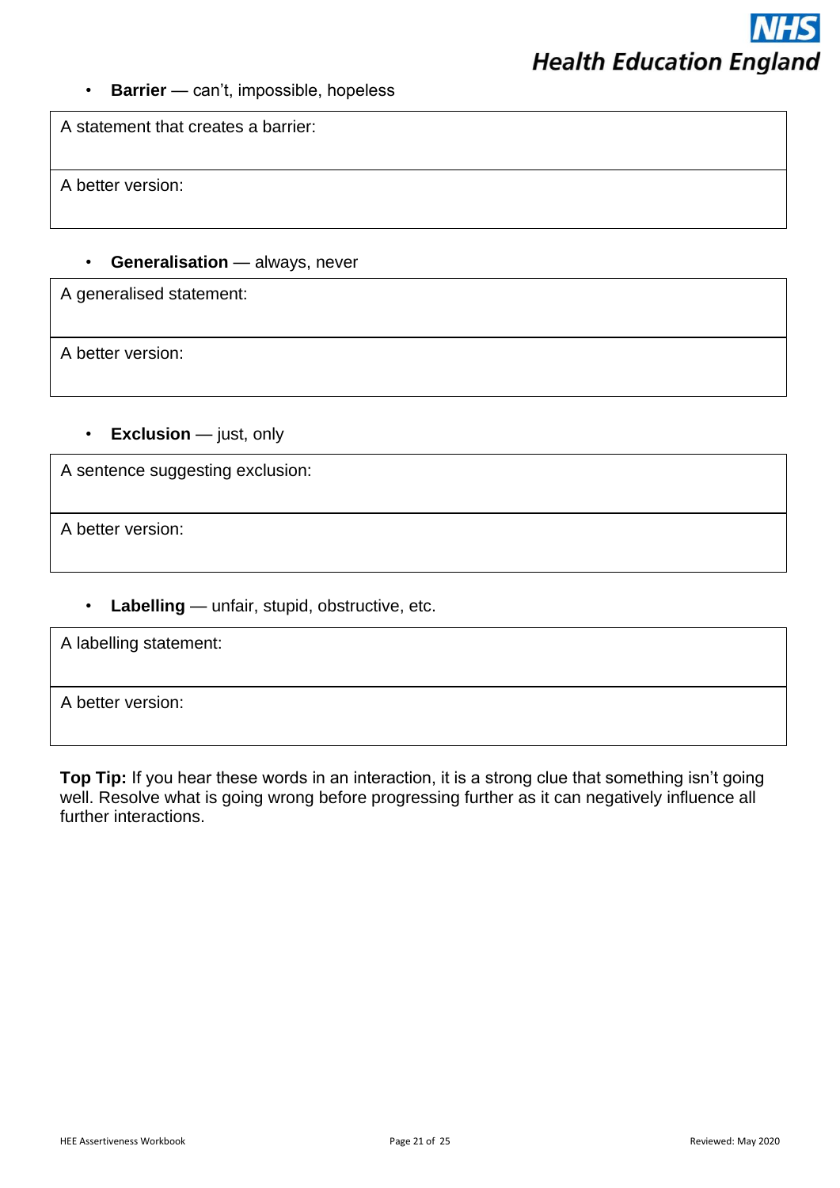- **Barrier** — can't, impossible, hopeless

| |
|---|
| A statement that creates a barrier: |
| A better version: |

- **Generalisation** — always, never

| |
|---|
| A generalised statement: |
| A better version: |

- **Exclusion** — just, only

| |
|---|
| A sentence suggesting exclusion: |
| A better version: |

- **Labelling** — unfair, stupid, obstructive, etc.

| |
|---|
| A labelling statement: |
| A better version: |

**Top Tip:** If you hear these words in an interaction, it is a strong clue that something isn't going well. Resolve what is going wrong before progressing further as it can negatively influence all further interactions.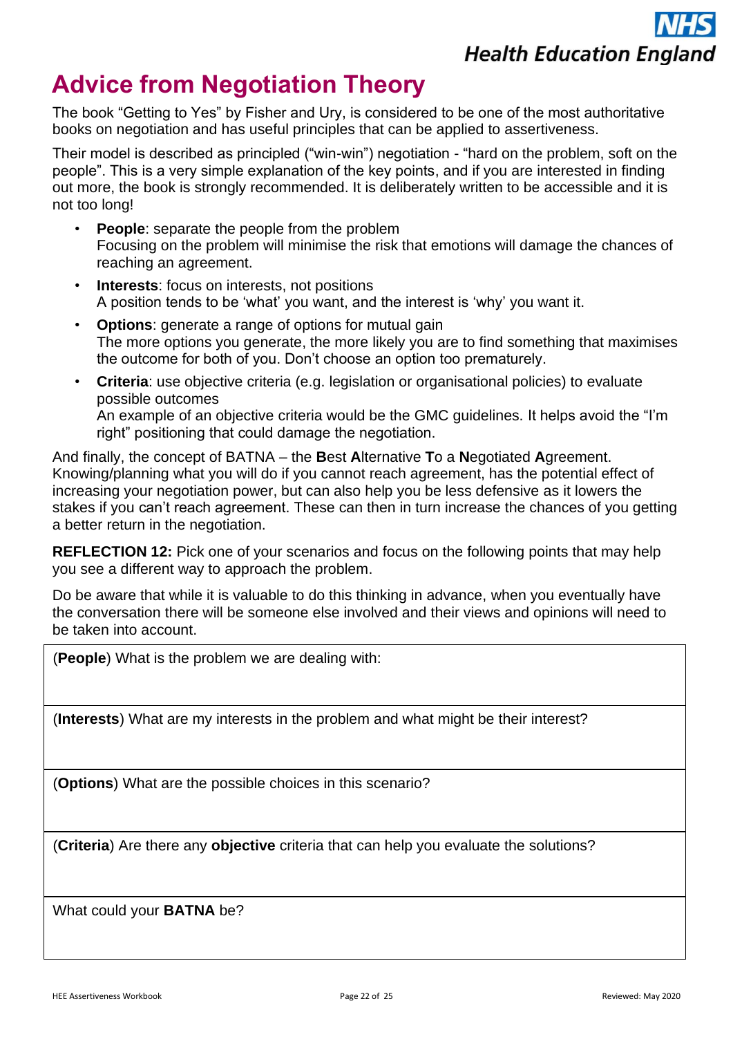# Advice from Negotiation Theory

The book "Getting to Yes" by Fisher and Ury, is considered to be one of the most authoritative books on negotiation and has useful principles that can be applied to assertiveness.

Their model is described as principled ("win-win") negotiation - "hard on the problem, soft on the people". This is a very simple explanation of the key points, and if you are interested in finding out more, the book is strongly recommended. It is deliberately written to be accessible and it is not too long!

- **People**: separate the people from the problem
  Focusing on the problem will minimise the risk that emotions will damage the chances of reaching an agreement.
- **Interests**: focus on interests, not positions
  A position tends to be 'what' you want, and the interest is 'why' you want it.
- **Options**: generate a range of options for mutual gain
  The more options you generate, the more likely you are to find something that maximises the outcome for both of you. Don't choose an option too prematurely.
- **Criteria**: use objective criteria (e.g. legislation or organisational policies) to evaluate possible outcomes
  An example of an objective criteria would be the GMC guidelines. It helps avoid the "I'm right" positioning that could damage the negotiation.

And finally, the concept of BATNA – the **B**est **A**lternative **T**o a **N**egotiated **A**greement. Knowing/planning what you will do if you cannot reach agreement, has the potential effect of increasing your negotiation power, but can also help you be less defensive as it lowers the stakes if you can't reach agreement. These can then in turn increase the chances of you getting a better return in the negotiation.

**REFLECTION 12:** Pick one of your scenarios and focus on the following points that may help you see a different way to approach the problem.

Do be aware that while it is valuable to do this thinking in advance, when you eventually have the conversation there will be someone else involved and their views and opinions will need to be taken into account.

| |
|---|
| (**People**) What is the problem we are dealing with: |
| (**Interests**) What are my interests in the problem and what might be their interest? |
| (**Options**) What are the possible choices in this scenario? |
| (**Criteria**) Are there any **objective** criteria that can help you evaluate the solutions? |
| What could your **BATNA** be? |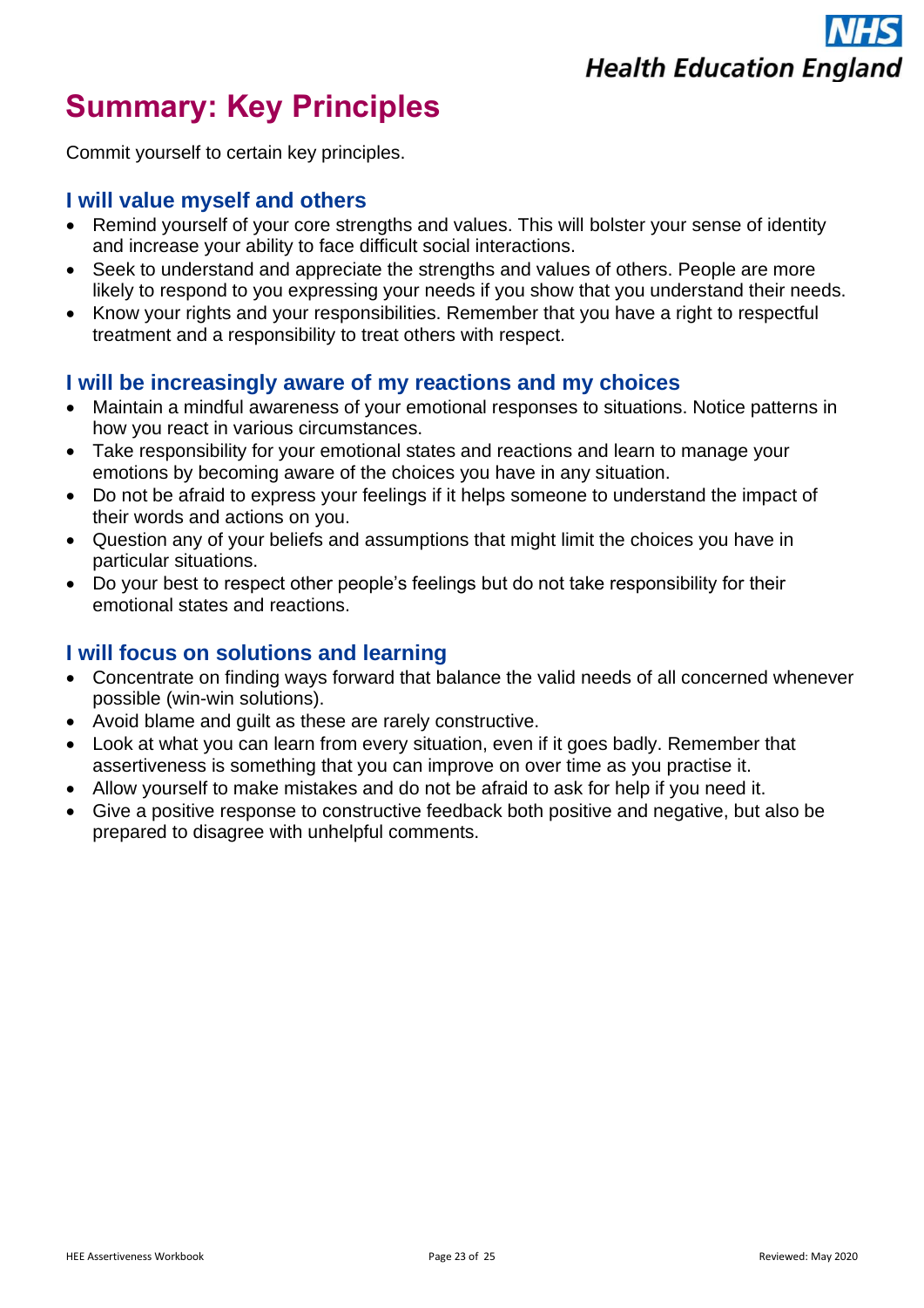# Summary: Key Principles

Commit yourself to certain key principles.

## I will value myself and others

- Remind yourself of your core strengths and values. This will bolster your sense of identity and increase your ability to face difficult social interactions.
- Seek to understand and appreciate the strengths and values of others. People are more likely to respond to you expressing your needs if you show that you understand their needs.
- Know your rights and your responsibilities. Remember that you have a right to respectful treatment and a responsibility to treat others with respect.

## I will be increasingly aware of my reactions and my choices

- Maintain a mindful awareness of your emotional responses to situations. Notice patterns in how you react in various circumstances.
- Take responsibility for your emotional states and reactions and learn to manage your emotions by becoming aware of the choices you have in any situation.
- Do not be afraid to express your feelings if it helps someone to understand the impact of their words and actions on you.
- Question any of your beliefs and assumptions that might limit the choices you have in particular situations.
- Do your best to respect other people's feelings but do not take responsibility for their emotional states and reactions.

## I will focus on solutions and learning

- Concentrate on finding ways forward that balance the valid needs of all concerned whenever possible (win-win solutions).
- Avoid blame and guilt as these are rarely constructive.
- Look at what you can learn from every situation, even if it goes badly. Remember that assertiveness is something that you can improve on over time as you practise it.
- Allow yourself to make mistakes and do not be afraid to ask for help if you need it.
- Give a positive response to constructive feedback both positive and negative, but also be prepared to disagree with unhelpful comments.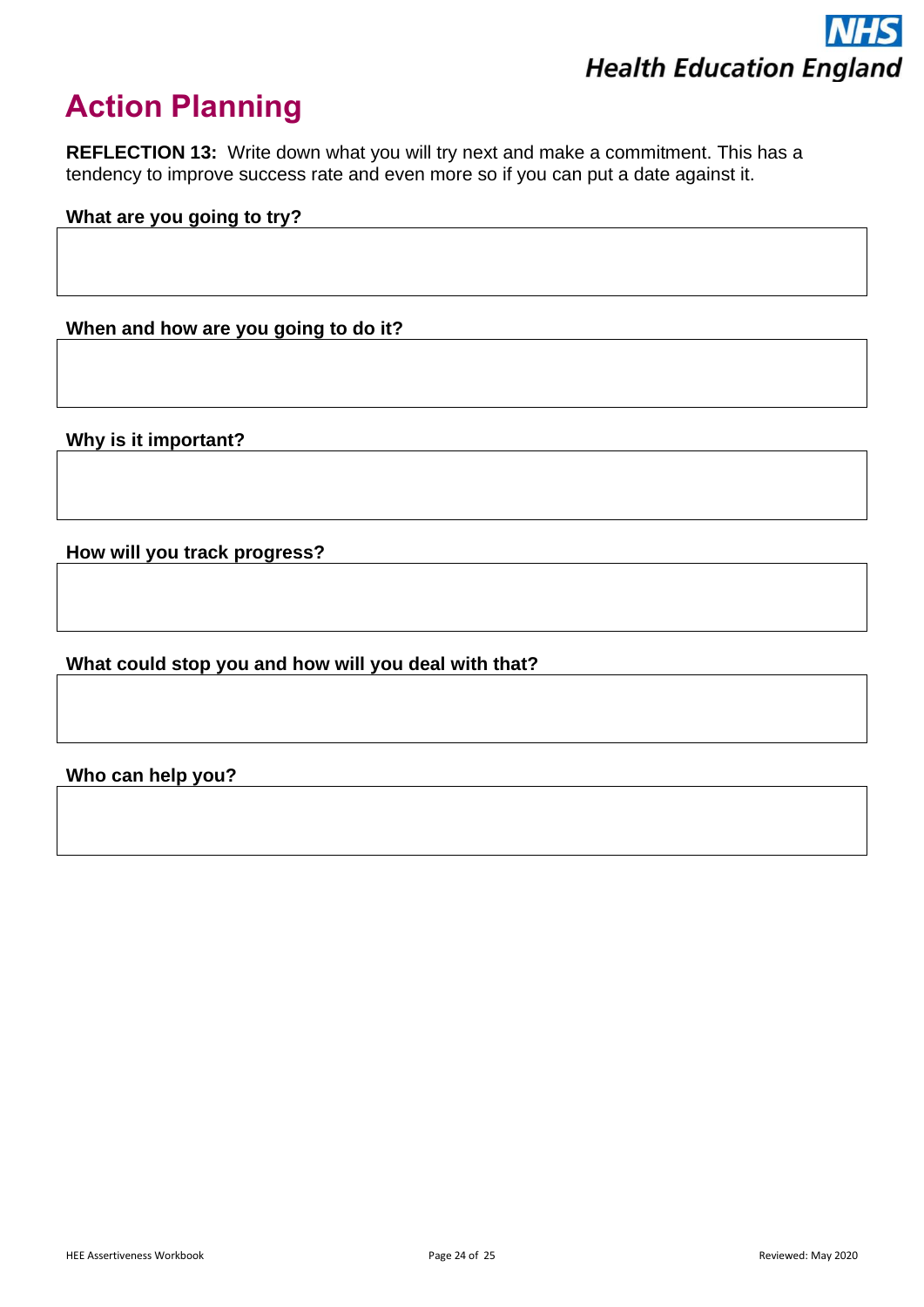# Action Planning

**REFLECTION 13:** Write down what you will try next and make a commitment. This has a tendency to improve success rate and even more so if you can put a date against it.

**What are you going to try?**

**When and how are you going to do it?**

**Why is it important?**

**How will you track progress?**

**What could stop you and how will you deal with that?**

**Who can help you?**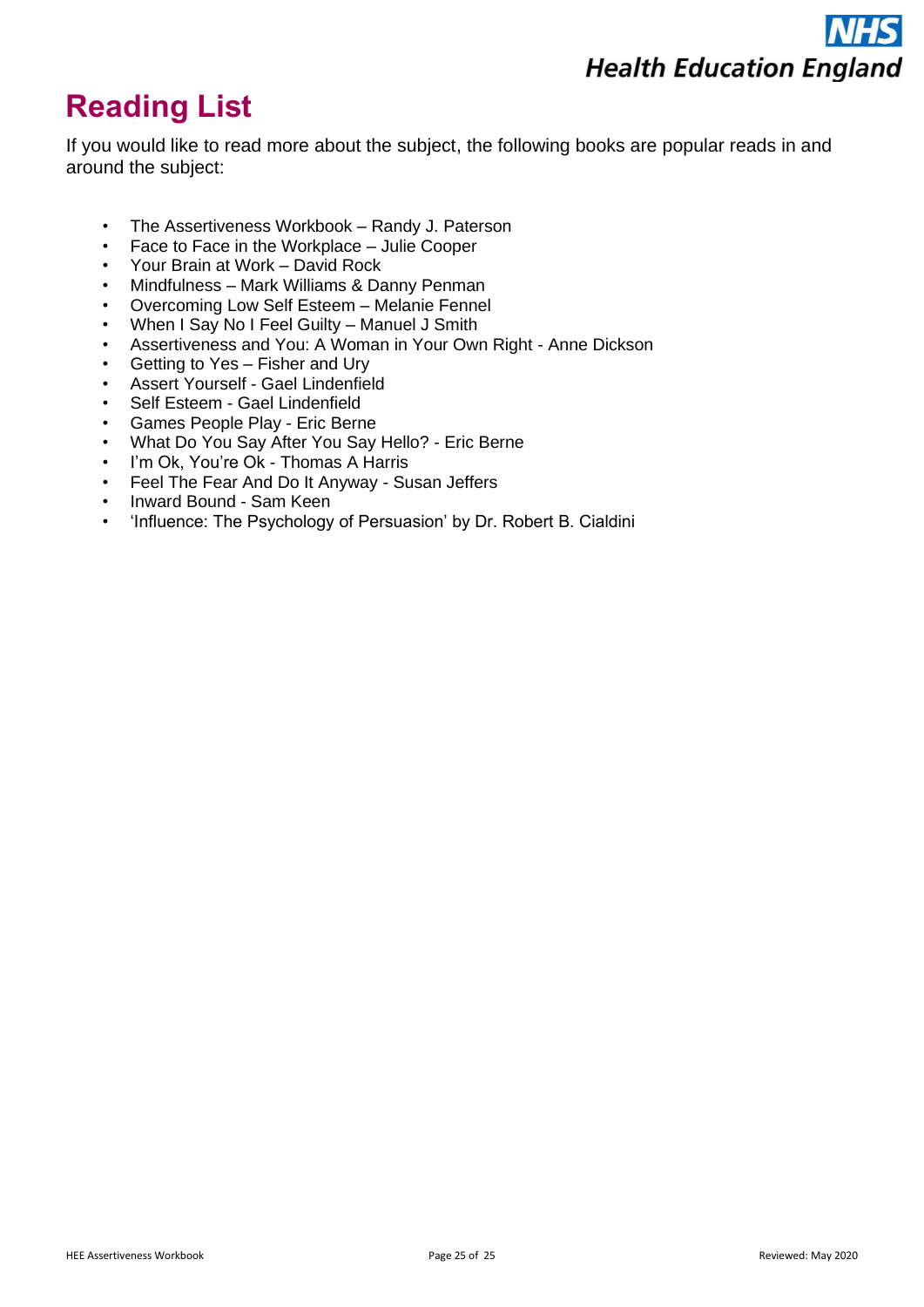# Reading List

If you would like to read more about the subject, the following books are popular reads in and around the subject:

- The Assertiveness Workbook – Randy J. Paterson
- Face to Face in the Workplace – Julie Cooper
- Your Brain at Work – David Rock
- Mindfulness – Mark Williams & Danny Penman
- Overcoming Low Self Esteem – Melanie Fennel
- When I Say No I Feel Guilty – Manuel J Smith
- Assertiveness and You: A Woman in Your Own Right - Anne Dickson
- Getting to Yes – Fisher and Ury
- Assert Yourself - Gael Lindenfield
- Self Esteem - Gael Lindenfield
- Games People Play - Eric Berne
- What Do You Say After You Say Hello? - Eric Berne
- I'm Ok, You're Ok - Thomas A Harris
- Feel The Fear And Do It Anyway - Susan Jeffers
- Inward Bound - Sam Keen
- 'Influence: The Psychology of Persuasion' by Dr. Robert B. Cialdini